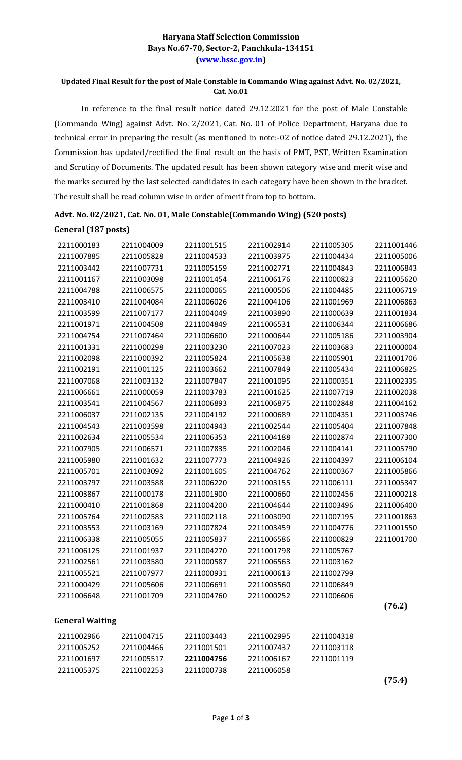**Haryana Staff Selection Commission**
**Bays No.67-70, Sector-2, Panchkula-134151**
**(www.hssc.gov.in)**

**Updated Final Result for the post of Male Constable in Commando Wing against Advt. No. 02/2021, Cat. No.01**

In reference to the final result notice dated 29.12.2021 for the post of Male Constable (Commando Wing) against Advt. No. 2/2021, Cat. No. 01 of Police Department, Haryana due to technical error in preparing the result (as mentioned in note:-02 of notice dated 29.12.2021), the Commission has updated/rectified the final result on the basis of PMT, PST, Written Examination and Scrutiny of Documents. The updated result has been shown category wise and merit wise and the marks secured by the last selected candidates in each category have been shown in the bracket. The result shall be read column wise in order of merit from top to bottom.

**Advt. No. 02/2021, Cat. No. 01, Male Constable(Commando Wing) (520 posts)**

**General (187 posts)**

| | | | | | |
|---|---|---|---|---|---|
| 2211000183 | 2211004009 | 2211001515 | 2211002914 | 2211005305 | 2211001446 |
| 2211007885 | 2211005828 | 2211004533 | 2211003975 | 2211004434 | 2211005006 |
| 2211003442 | 2211007731 | 2211005159 | 2211002771 | 2211004843 | 2211006843 |
| 2211001167 | 2211003098 | 2211001454 | 2211006176 | 2211000823 | 2211005620 |
| 2211004788 | 2211006575 | 2211000065 | 2211000506 | 2211004485 | 2211006719 |
| 2211003410 | 2211004084 | 2211006026 | 2211004106 | 2211001969 | 2211006863 |
| 2211003599 | 2211007177 | 2211004049 | 2211003890 | 2211000639 | 2211001834 |
| 2211001971 | 2211004508 | 2211004849 | 2211006531 | 2211006344 | 2211006686 |
| 2211004754 | 2211007464 | 2211006600 | 2211000644 | 2211005186 | 2211003904 |
| 2211001331 | 2211000298 | 2211003230 | 2211007023 | 2211003683 | 2211000004 |
| 2211002098 | 2211000392 | 2211005824 | 2211005638 | 2211005901 | 2211001706 |
| 2211002191 | 2211001125 | 2211003662 | 2211007849 | 2211005434 | 2211006825 |
| 2211007068 | 2211003132 | 2211007847 | 2211001095 | 2211000351 | 2211002335 |
| 2211006661 | 2211000059 | 2211003783 | 2211001625 | 2211007719 | 2211002038 |
| 2211003541 | 2211004567 | 2211006893 | 2211006875 | 2211002848 | 2211004162 |
| 2211006037 | 2211002135 | 2211004192 | 2211000689 | 2211004351 | 2211003746 |
| 2211004543 | 2211003598 | 2211004943 | 2211002544 | 2211005404 | 2211007848 |
| 2211002634 | 2211005534 | 2211006353 | 2211004188 | 2211002874 | 2211007300 |
| 2211007905 | 2211006571 | 2211007835 | 2211002046 | 2211004141 | 2211005790 |
| 2211005980 | 2211001632 | 2211007773 | 2211004926 | 2211004397 | 2211006104 |
| 2211005701 | 2211003092 | 2211001605 | 2211004762 | 2211000367 | 2211005866 |
| 2211003797 | 2211003588 | 2211006220 | 2211003155 | 2211006111 | 2211005347 |
| 2211003867 | 2211000178 | 2211001900 | 2211000660 | 2211002456 | 2211000218 |
| 2211000410 | 2211001868 | 2211004200 | 2211004644 | 2211003496 | 2211006400 |
| 2211005764 | 2211002583 | 2211002118 | 2211003090 | 2211007195 | 2211001863 |
| 2211003553 | 2211003169 | 2211007824 | 2211003459 | 2211004776 | 2211001550 |
| 2211006338 | 2211005055 | 2211005837 | 2211006586 | 2211000829 | 2211001700 |
| 2211006125 | 2211001937 | 2211004270 | 2211001798 | 2211005767 | |
| 2211002561 | 2211003580 | 2211000587 | 2211006563 | 2211003162 | |
| 2211005521 | 2211007977 | 2211000931 | 2211000613 | 2211002799 | |
| 2211000429 | 2211005606 | 2211006691 | 2211003560 | 2211006849 | |
| 2211006648 | 2211001709 | 2211004760 | 2211000252 | 2211006606 | |

**(76.2)**

**General Waiting**

| | | | | |
|---|---|---|---|---|
| 2211002966 | 2211004715 | 2211003443 | 2211002995 | 2211004318 |
| 2211005252 | 2211004466 | 2211001501 | 2211007437 | 2211003118 |
| 2211001697 | 2211005517 | **2211004756** | 2211006167 | 2211001119 |
| 2211005375 | 2211002253 | 2211000738 | 2211006058 | |

**(75.4)**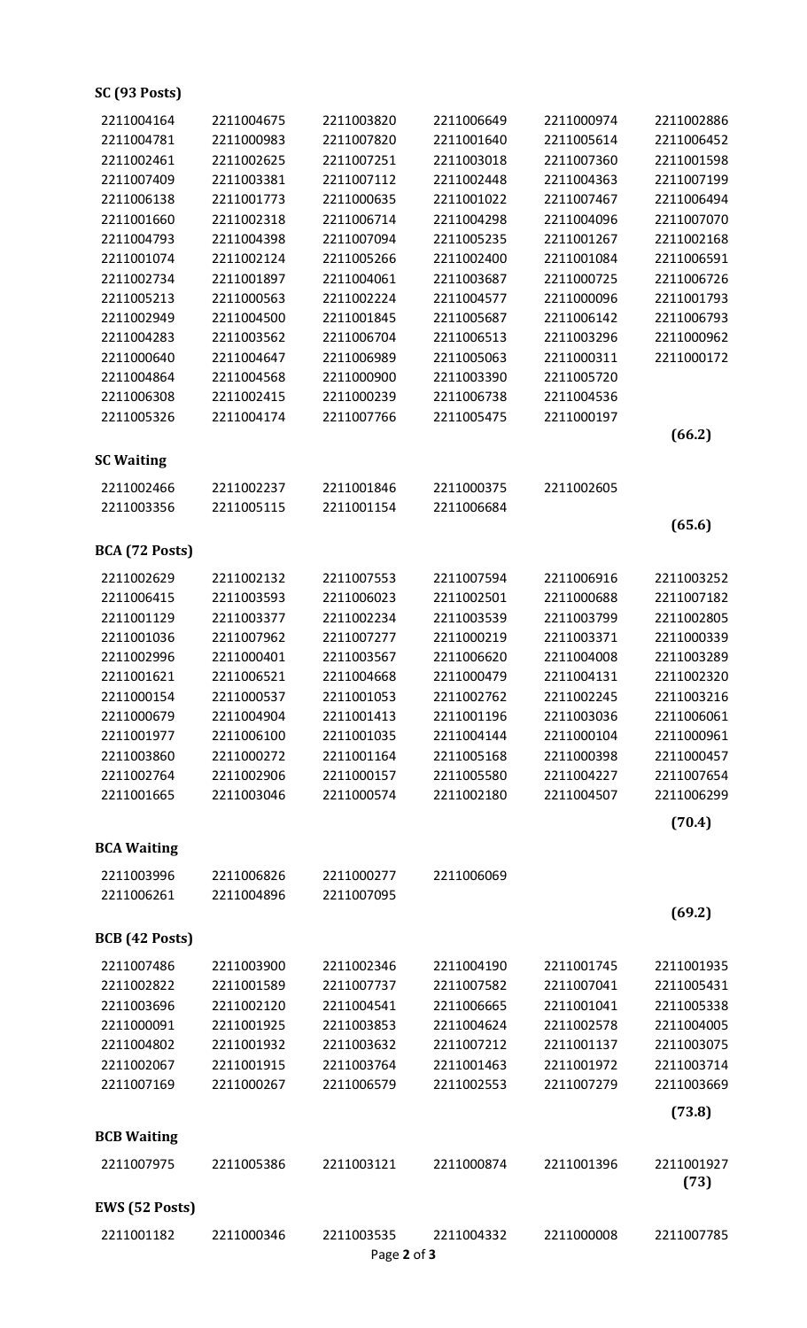**SC (93 Posts)**

| | | | | | |
|---|---|---|---|---|---|
| 2211004164 | 2211004675 | 2211003820 | 2211006649 | 2211000974 | 2211002886 |
| 2211004781 | 2211000983 | 2211007820 | 2211001640 | 2211005614 | 2211006452 |
| 2211002461 | 2211002625 | 2211007251 | 2211003018 | 2211007360 | 2211001598 |
| 2211007409 | 2211003381 | 2211007112 | 2211002448 | 2211004363 | 2211007199 |
| 2211006138 | 2211001773 | 2211000635 | 2211001022 | 2211007467 | 2211006494 |
| 2211001660 | 2211002318 | 2211006714 | 2211004298 | 2211004096 | 2211007070 |
| 2211004793 | 2211004398 | 2211007094 | 2211005235 | 2211001267 | 2211002168 |
| 2211001074 | 2211002124 | 2211005266 | 2211002400 | 2211001084 | 2211006591 |
| 2211002734 | 2211001897 | 2211004061 | 2211003687 | 2211000725 | 2211006726 |
| 2211005213 | 2211000563 | 2211002224 | 2211004577 | 2211000096 | 2211001793 |
| 2211002949 | 2211004500 | 2211001845 | 2211005687 | 2211006142 | 2211006793 |
| 2211004283 | 2211003562 | 2211006704 | 2211006513 | 2211003296 | 2211000962 |
| 2211000640 | 2211004647 | 2211006989 | 2211005063 | 2211000311 | 2211000172 |
| 2211004864 | 2211004568 | 2211000900 | 2211003390 | 2211005720 | |
| 2211006308 | 2211002415 | 2211000239 | 2211006738 | 2211004536 | |
| 2211005326 | 2211004174 | 2211007766 | 2211005475 | 2211000197 | |

**(66.2)**

**SC Waiting**

| | | | | |
|---|---|---|---|---|
| 2211002466 | 2211002237 | 2211001846 | 2211000375 | 2211002605 |
| 2211003356 | 2211005115 | 2211001154 | 2211006684 | |

**(65.6)**

**BCA (72 Posts)**

| | | | | | |
|---|---|---|---|---|---|
| 2211002629 | 2211002132 | 2211007553 | 2211007594 | 2211006916 | 2211003252 |
| 2211006415 | 2211003593 | 2211006023 | 2211002501 | 2211000688 | 2211007182 |
| 2211001129 | 2211003377 | 2211002234 | 2211003539 | 2211003799 | 2211002805 |
| 2211001036 | 2211007962 | 2211007277 | 2211000219 | 2211003371 | 2211000339 |
| 2211002996 | 2211000401 | 2211003567 | 2211006620 | 2211004008 | 2211003289 |
| 2211001621 | 2211006521 | 2211004668 | 2211000479 | 2211004131 | 2211002320 |
| 2211000154 | 2211000537 | 2211001053 | 2211002762 | 2211002245 | 2211003216 |
| 2211000679 | 2211004904 | 2211001413 | 2211001196 | 2211003036 | 2211006061 |
| 2211001977 | 2211006100 | 2211001035 | 2211004144 | 2211000104 | 2211000961 |
| 2211003860 | 2211000272 | 2211001164 | 2211005168 | 2211000398 | 2211000457 |
| 2211002764 | 2211002906 | 2211000157 | 2211005580 | 2211004227 | 2211007654 |
| 2211001665 | 2211003046 | 2211000574 | 2211002180 | 2211004507 | 2211006299 |

**(70.4)**

**BCA Waiting**

| | | | |
|---|---|---|---|
| 2211003996 | 2211006826 | 2211000277 | 2211006069 |
| 2211006261 | 2211004896 | 2211007095 | |

**(69.2)**

**BCB (42 Posts)**

| | | | | | |
|---|---|---|---|---|---|
| 2211007486 | 2211003900 | 2211002346 | 2211004190 | 2211001745 | 2211001935 |
| 2211002822 | 2211001589 | 2211007737 | 2211007582 | 2211007041 | 2211005431 |
| 2211003696 | 2211002120 | 2211004541 | 2211006665 | 2211001041 | 2211005338 |
| 2211000091 | 2211001925 | 2211003853 | 2211004624 | 2211002578 | 2211004005 |
| 2211004802 | 2211001932 | 2211003632 | 2211007212 | 2211001137 | 2211003075 |
| 2211002067 | 2211001915 | 2211003764 | 2211001463 | 2211001972 | 2211003714 |
| 2211007169 | 2211000267 | 2211006579 | 2211002553 | 2211007279 | 2211003669 |

**(73.8)**

**BCB Waiting**

| | | | | | |
|---|---|---|---|---|---|
| 2211007975 | 2211005386 | 2211003121 | 2211000874 | 2211001396 | 2211001927 |

**(73)**

**EWS (52 Posts)**

| | | | | | |
|---|---|---|---|---|---|
| 2211001182 | 2211000346 | 2211003535 | 2211004332 | 2211000008 | 2211007785 |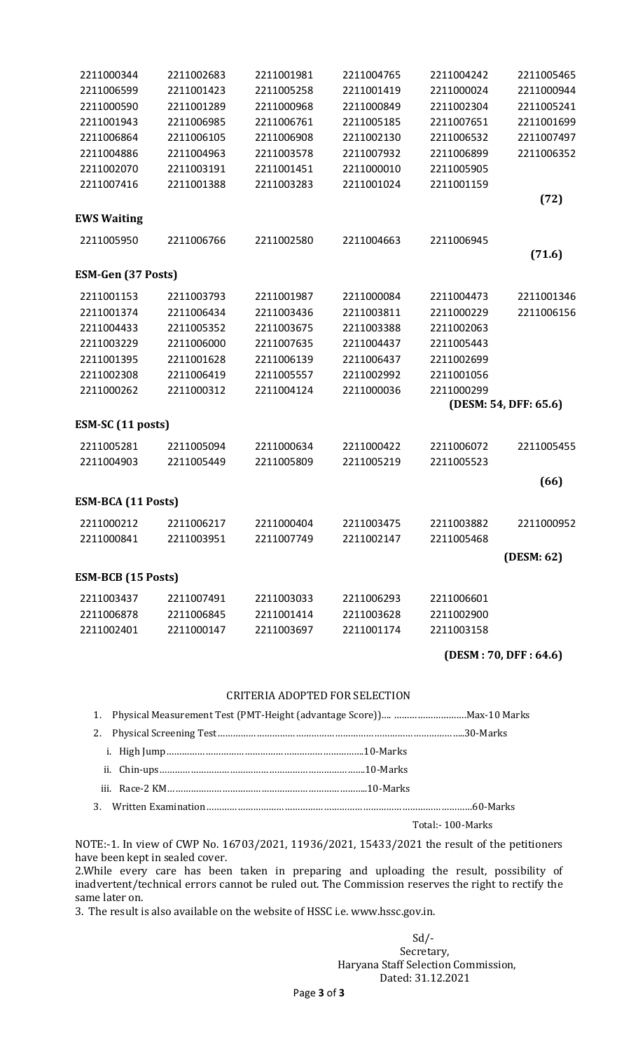| | | | | | |
|---|---|---|---|---|---|
| 2211000344 | 2211002683 | 2211001981 | 2211004765 | 2211004242 | 2211005465 |
| 2211006599 | 2211001423 | 2211005258 | 2211001419 | 2211000024 | 2211000944 |
| 2211000590 | 2211001289 | 2211000968 | 2211000849 | 2211002304 | 2211005241 |
| 2211001943 | 2211006985 | 2211006761 | 2211005185 | 2211007651 | 2211001699 |
| 2211006864 | 2211006105 | 2211006908 | 2211002130 | 2211006532 | 2211007497 |
| 2211004886 | 2211004963 | 2211003578 | 2211007932 | 2211006899 | 2211006352 |
| 2211002070 | 2211003191 | 2211001451 | 2211000010 | 2211005905 | |
| 2211007416 | 2211001388 | 2211003283 | 2211001024 | 2211001159 | |

**(72)**

**EWS Waiting**

| | | | | |
|---|---|---|---|---|
| 2211005950 | 2211006766 | 2211002580 | 2211004663 | 2211006945 |

**(71.6)**

**ESM-Gen (37 Posts)**

| | | | | | |
|---|---|---|---|---|---|
| 2211001153 | 2211003793 | 2211001987 | 2211000084 | 2211004473 | 2211001346 |
| 2211001374 | 2211006434 | 2211003436 | 2211003811 | 2211000229 | 2211006156 |
| 2211004433 | 2211005352 | 2211003675 | 2211003388 | 2211002063 | |
| 2211003229 | 2211006000 | 2211007635 | 2211004437 | 2211005443 | |
| 2211001395 | 2211001628 | 2211006139 | 2211006437 | 2211002699 | |
| 2211002308 | 2211006419 | 2211005557 | 2211002992 | 2211001056 | |
| 2211000262 | 2211000312 | 2211004124 | 2211000036 | 2211000299 | |

**(DESM: 54, DFF: 65.6)**

**ESM-SC (11 posts)**

| | | | | | |
|---|---|---|---|---|---|
| 2211005281 | 2211005094 | 2211000634 | 2211000422 | 2211006072 | 2211005455 |
| 2211004903 | 2211005449 | 2211005809 | 2211005219 | 2211005523 | |

**(66)**

**ESM-BCA (11 Posts)**

| | | | | | |
|---|---|---|---|---|---|
| 2211000212 | 2211006217 | 2211000404 | 2211003475 | 2211003882 | 2211000952 |
| 2211000841 | 2211003951 | 2211007749 | 2211002147 | 2211005468 | |

**(DESM: 62)**

**ESM-BCB (15 Posts)**

| | | | | |
|---|---|---|---|---|
| 2211003437 | 2211007491 | 2211003033 | 2211006293 | 2211006601 |
| 2211006878 | 2211006845 | 2211001414 | 2211003628 | 2211002900 |
| 2211002401 | 2211000147 | 2211003697 | 2211001174 | 2211003158 |

**(DESM : 70, DFF : 64.6)**

CRITERIA ADOPTED FOR SELECTION

1. Physical Measurement Test (PMT-Height (advantage Score))…. ……………………..Max-10 Marks
2. Physical Screening Test………………………………………………………………………..30-Marks
   i. High Jump……………………………………………………………10-Marks
   ii. Chin-ups…………………………………………………………………10-Marks
   iii. Race-2 KM……………………………………………………………10-Marks
3. Written Examination…………………………………………………………………………………60-Marks

Total:- 100-Marks

NOTE:-1. In view of CWP No. 16703/2021, 11936/2021, 15433/2021 the result of the petitioners have been kept in sealed cover.

2.While every care has been taken in preparing and uploading the result, possibility of inadvertent/technical errors cannot be ruled out. The Commission reserves the right to rectify the same later on.

3. The result is also available on the website of HSSC i.e. www.hssc.gov.in.

Sd/-
Secretary,
Haryana Staff Selection Commission,
Dated: 31.12.2021